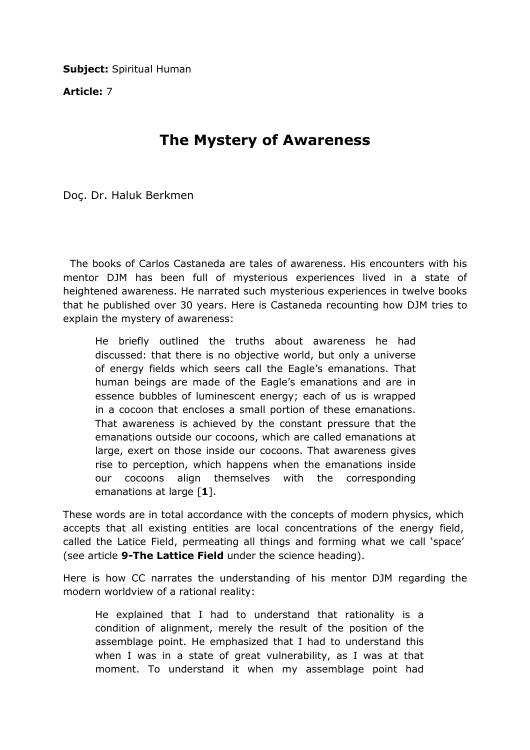**Subject:** Spiritual Human

**Article:** 7

# The Mystery of Awareness

Doç. Dr. Haluk Berkmen

The books of Carlos Castaneda are tales of awareness. His encounters with his mentor DJM has been full of mysterious experiences lived in a state of heightened awareness. He narrated such mysterious experiences in twelve books that he published over 30 years. Here is Castaneda recounting how DJM tries to explain the mystery of awareness:

> He briefly outlined the truths about awareness he had discussed: that there is no objective world, but only a universe of energy fields which seers call the Eagle's emanations. That human beings are made of the Eagle's emanations and are in essence bubbles of luminescent energy; each of us is wrapped in a cocoon that encloses a small portion of these emanations. That awareness is achieved by the constant pressure that the emanations outside our cocoons, which are called emanations at large, exert on those inside our cocoons. That awareness gives rise to perception, which happens when the emanations inside our cocoons align themselves with the corresponding emanations at large [**1**].

These words are in total accordance with the concepts of modern physics, which accepts that all existing entities are local concentrations of the energy field, called the Latice Field, permeating all things and forming what we call 'space' (see article **9-The Lattice Field** under the science heading).

Here is how CC narrates the understanding of his mentor DJM regarding the modern worldview of a rational reality:

> He explained that I had to understand that rationality is a condition of alignment, merely the result of the position of the assemblage point. He emphasized that I had to understand this when I was in a state of great vulnerability, as I was at that moment. To understand it when my assemblage point had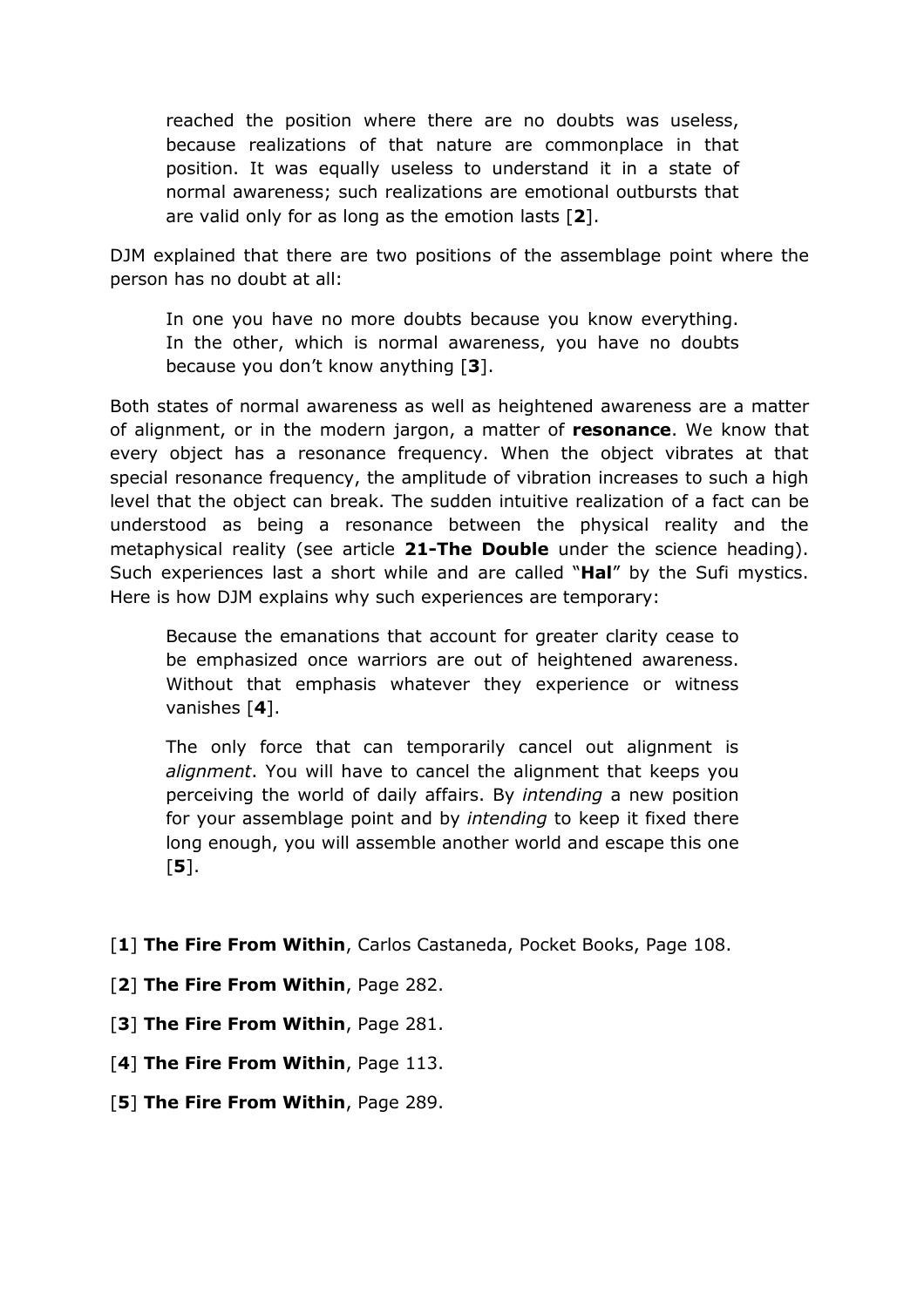> reached the position where there are no doubts was useless, because realizations of that nature are commonplace in that position. It was equally useless to understand it in a state of normal awareness; such realizations are emotional outbursts that are valid only for as long as the emotion lasts [**2**].

DJM explained that there are two positions of the assemblage point where the person has no doubt at all:

> In one you have no more doubts because you know everything. In the other, which is normal awareness, you have no doubts because you don't know anything [**3**].

Both states of normal awareness as well as heightened awareness are a matter of alignment, or in the modern jargon, a matter of **resonance**. We know that every object has a resonance frequency. When the object vibrates at that special resonance frequency, the amplitude of vibration increases to such a high level that the object can break. The sudden intuitive realization of a fact can be understood as being a resonance between the physical reality and the metaphysical reality (see article **21-The Double** under the science heading). Such experiences last a short while and are called "**Hal**" by the Sufi mystics. Here is how DJM explains why such experiences are temporary:

> Because the emanations that account for greater clarity cease to be emphasized once warriors are out of heightened awareness. Without that emphasis whatever they experience or witness vanishes [**4**].
>
> The only force that can temporarily cancel out alignment is *alignment*. You will have to cancel the alignment that keeps you perceiving the world of daily affairs. By *intending* a new position for your assemblage point and by *intending* to keep it fixed there long enough, you will assemble another world and escape this one [**5**].

[**1**] **The Fire From Within**, Carlos Castaneda, Pocket Books, Page 108.

[**2**] **The Fire From Within**, Page 282.

[**3**] **The Fire From Within**, Page 281.

[**4**] **The Fire From Within**, Page 113.

[**5**] **The Fire From Within**, Page 289.